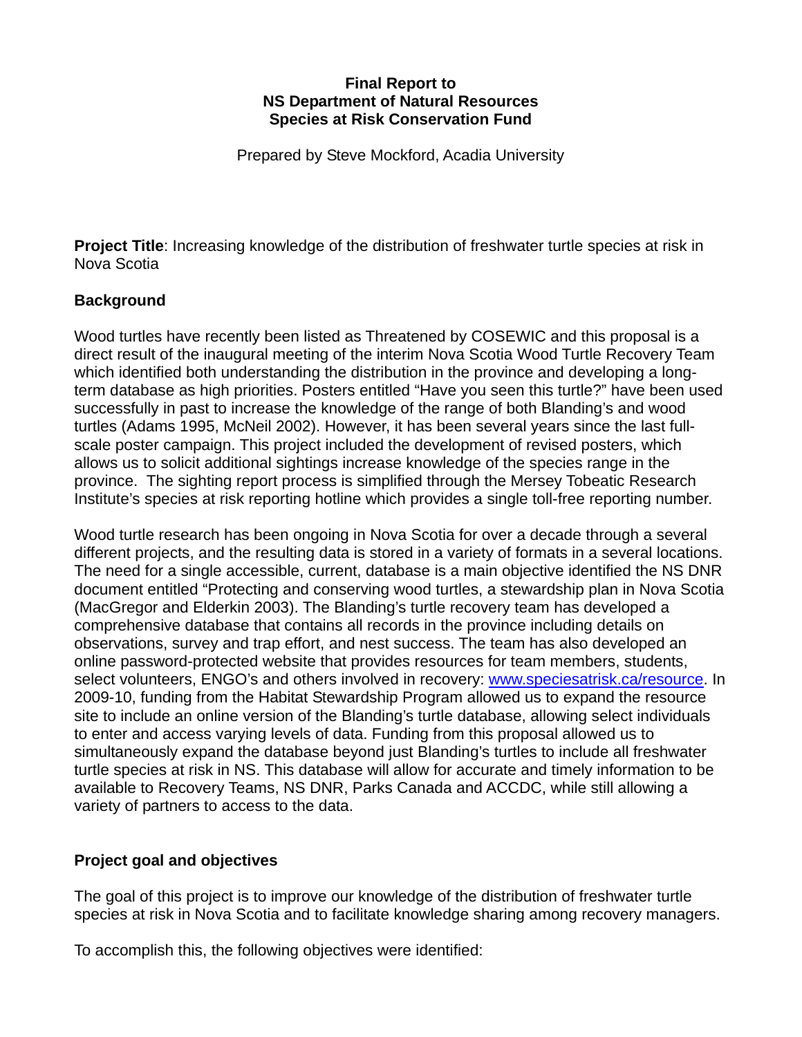**Final Report to**
**NS Department of Natural Resources**
**Species at Risk Conservation Fund**

Prepared by Steve Mockford, Acadia University

**Project Title**: Increasing knowledge of the distribution of freshwater turtle species at risk in Nova Scotia

## Background

Wood turtles have recently been listed as Threatened by COSEWIC and this proposal is a direct result of the inaugural meeting of the interim Nova Scotia Wood Turtle Recovery Team which identified both understanding the distribution in the province and developing a long-term database as high priorities. Posters entitled "Have you seen this turtle?" have been used successfully in past to increase the knowledge of the range of both Blanding's and wood turtles (Adams 1995, McNeil 2002). However, it has been several years since the last full-scale poster campaign. This project included the development of revised posters, which allows us to solicit additional sightings increase knowledge of the species range in the province. The sighting report process is simplified through the Mersey Tobeatic Research Institute's species at risk reporting hotline which provides a single toll-free reporting number.

Wood turtle research has been ongoing in Nova Scotia for over a decade through a several different projects, and the resulting data is stored in a variety of formats in a several locations. The need for a single accessible, current, database is a main objective identified the NS DNR document entitled "Protecting and conserving wood turtles, a stewardship plan in Nova Scotia (MacGregor and Elderkin 2003). The Blanding's turtle recovery team has developed a comprehensive database that contains all records in the province including details on observations, survey and trap effort, and nest success. The team has also developed an online password-protected website that provides resources for team members, students, select volunteers, ENGO's and others involved in recovery: www.speciesatrisk.ca/resource. In 2009-10, funding from the Habitat Stewardship Program allowed us to expand the resource site to include an online version of the Blanding's turtle database, allowing select individuals to enter and access varying levels of data. Funding from this proposal allowed us to simultaneously expand the database beyond just Blanding's turtles to include all freshwater turtle species at risk in NS. This database will allow for accurate and timely information to be available to Recovery Teams, NS DNR, Parks Canada and ACCDC, while still allowing a variety of partners to access to the data.

## Project goal and objectives

The goal of this project is to improve our knowledge of the distribution of freshwater turtle species at risk in Nova Scotia and to facilitate knowledge sharing among recovery managers.

To accomplish this, the following objectives were identified: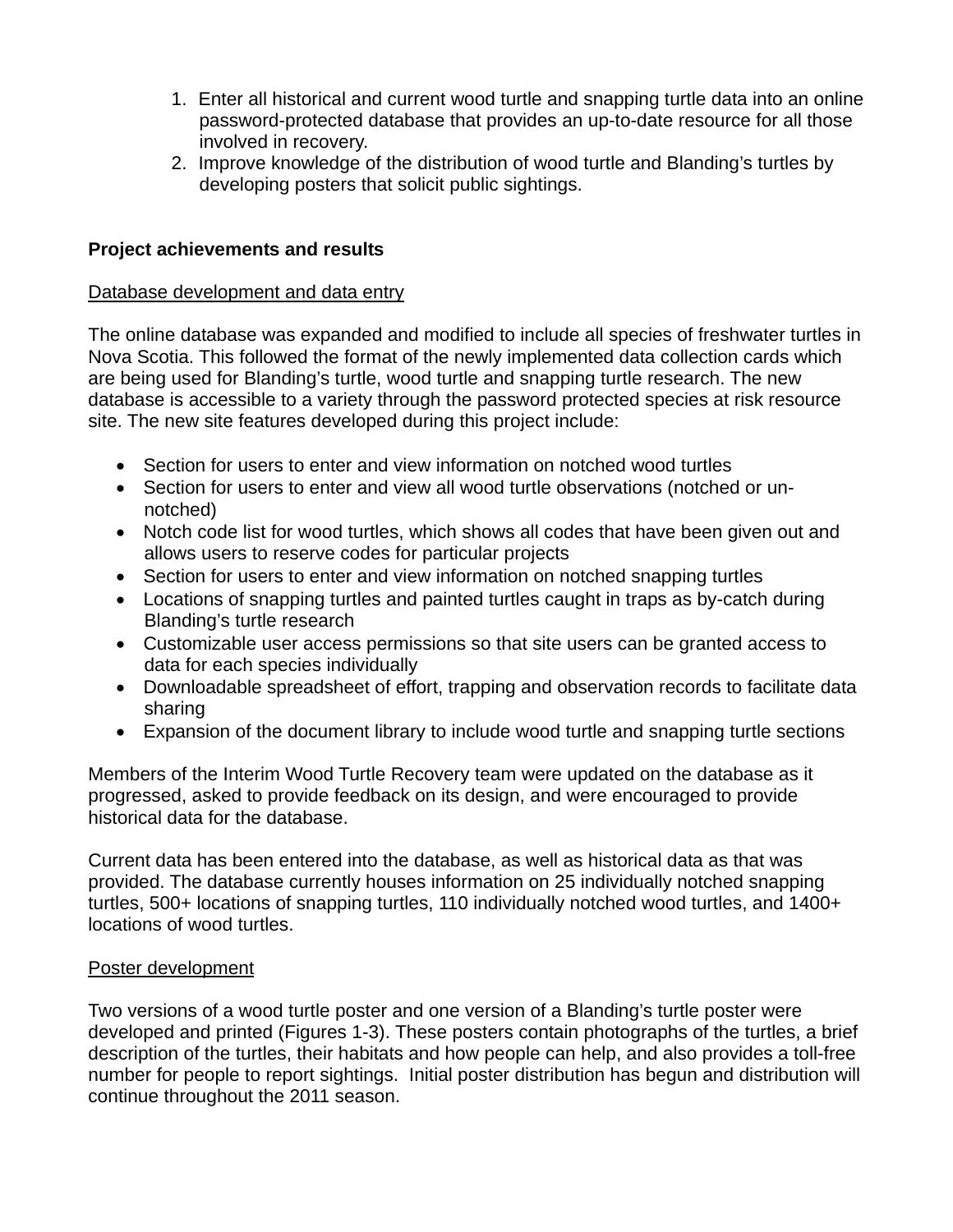1. Enter all historical and current wood turtle and snapping turtle data into an online password-protected database that provides an up-to-date resource for all those involved in recovery.
2. Improve knowledge of the distribution of wood turtle and Blanding's turtles by developing posters that solicit public sightings.

**Project achievements and results**

Database development and data entry

The online database was expanded and modified to include all species of freshwater turtles in Nova Scotia. This followed the format of the newly implemented data collection cards which are being used for Blanding's turtle, wood turtle and snapping turtle research. The new database is accessible to a variety through the password protected species at risk resource site. The new site features developed during this project include:

- Section for users to enter and view information on notched wood turtles
- Section for users to enter and view all wood turtle observations (notched or un-notched)
- Notch code list for wood turtles, which shows all codes that have been given out and allows users to reserve codes for particular projects
- Section for users to enter and view information on notched snapping turtles
- Locations of snapping turtles and painted turtles caught in traps as by-catch during Blanding's turtle research
- Customizable user access permissions so that site users can be granted access to data for each species individually
- Downloadable spreadsheet of effort, trapping and observation records to facilitate data sharing
- Expansion of the document library to include wood turtle and snapping turtle sections

Members of the Interim Wood Turtle Recovery team were updated on the database as it progressed, asked to provide feedback on its design, and were encouraged to provide historical data for the database.

Current data has been entered into the database, as well as historical data as that was provided. The database currently houses information on 25 individually notched snapping turtles, 500+ locations of snapping turtles, 110 individually notched wood turtles, and 1400+ locations of wood turtles.

Poster development

Two versions of a wood turtle poster and one version of a Blanding's turtle poster were developed and printed (Figures 1-3). These posters contain photographs of the turtles, a brief description of the turtles, their habitats and how people can help, and also provides a toll-free number for people to report sightings. Initial poster distribution has begun and distribution will continue throughout the 2011 season.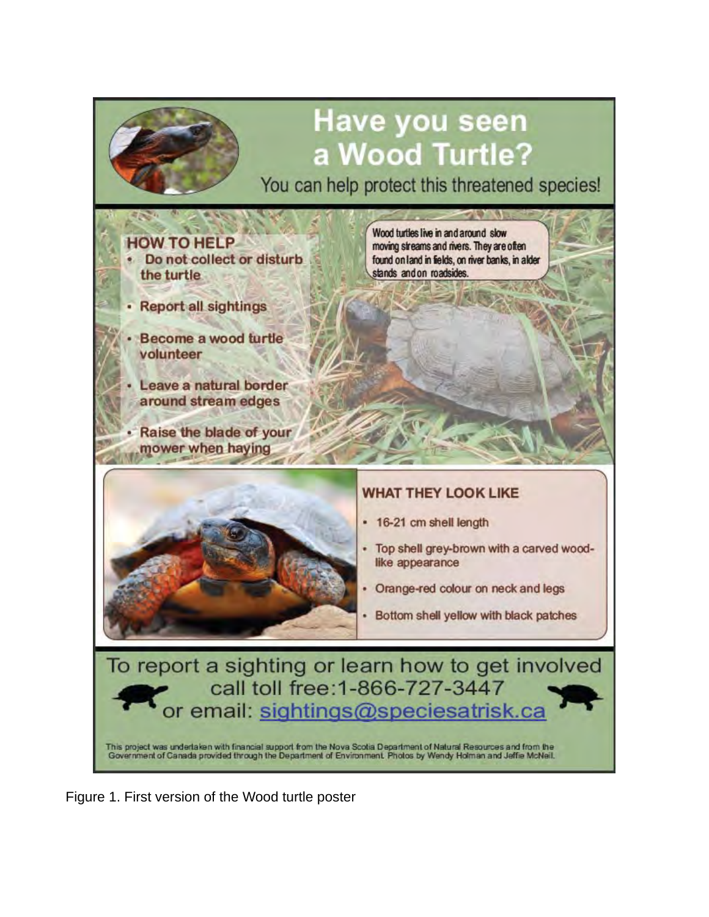# Have you seen a Wood Turtle?

You can help protect this threatened species!

**HOW TO HELP**

- **Do not collect or disturb the turtle**
- **Report all sightings**
- **Become a wood turtle volunteer**
- **Leave a natural border around stream edges**
- **Raise the blade of your mower when haying**

Wood turtles live in and around slow moving streams and rivers. They are often found on land in fields, on river banks, in alder stands and on roadsides.

**WHAT THEY LOOK LIKE**

- 16-21 cm shell length
- Top shell grey-brown with a carved wood-like appearance
- Orange-red colour on neck and legs
- Bottom shell yellow with black patches

To report a sighting or learn how to get involved call toll free:1-866-727-3447 or email: sightings@speciesatrisk.ca

This project was undertaken with financial support from the Nova Scotia Department of Natural Resources and from the Government of Canada provided through the Department of Environment. Photos by Wendy Holman and Jeffie McNeil.

Figure 1. First version of the Wood turtle poster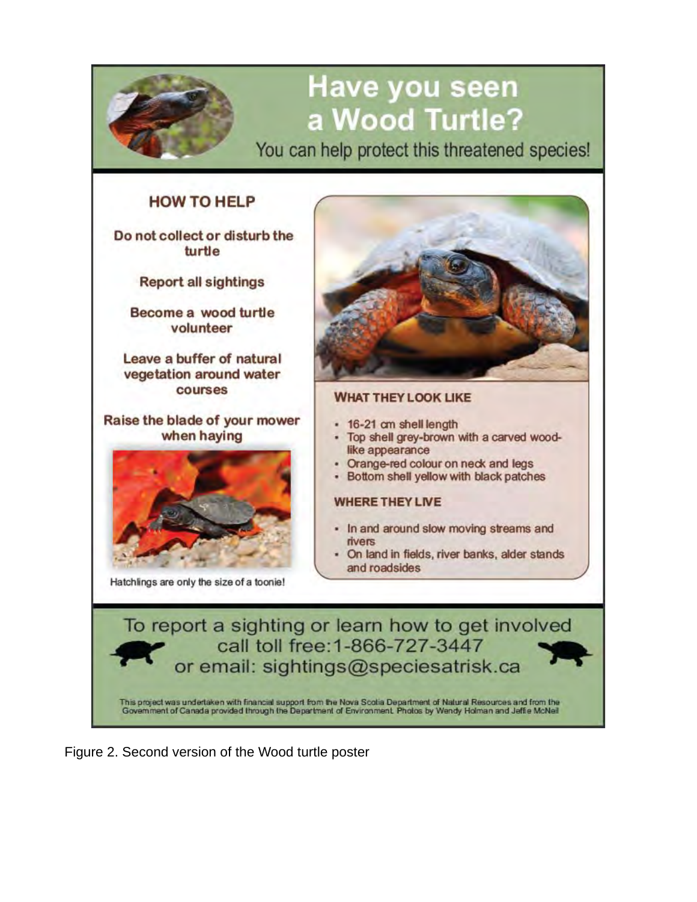# Have you seen a Wood Turtle?

You can help protect this threatened species!

## HOW TO HELP

**Do not collect or disturb the turtle**

**Report all sightings**

**Become a wood turtle volunteer**

**Leave a buffer of natural vegetation around water courses**

**Raise the blade of your mower when haying**

Hatchlings are only the size of a toonie!

### WHAT THEY LOOK LIKE

- 16-21 cm shell length
- Top shell grey-brown with a carved wood-like appearance
- Orange-red colour on neck and legs
- Bottom shell yellow with black patches

### WHERE THEY LIVE

- In and around slow moving streams and rivers
- On land in fields, river banks, alder stands and roadsides

To report a sighting or learn how to get involved call toll free: 1-866-727-3447 or email: sightings@speciesatrisk.ca

This project was undertaken with financial support from the Nova Scotia Department of Natural Resources and from the Government of Canada provided through the Department of Environment. Photos by Wendy Holman and Jeffie McNeil

Figure 2. Second version of the Wood turtle poster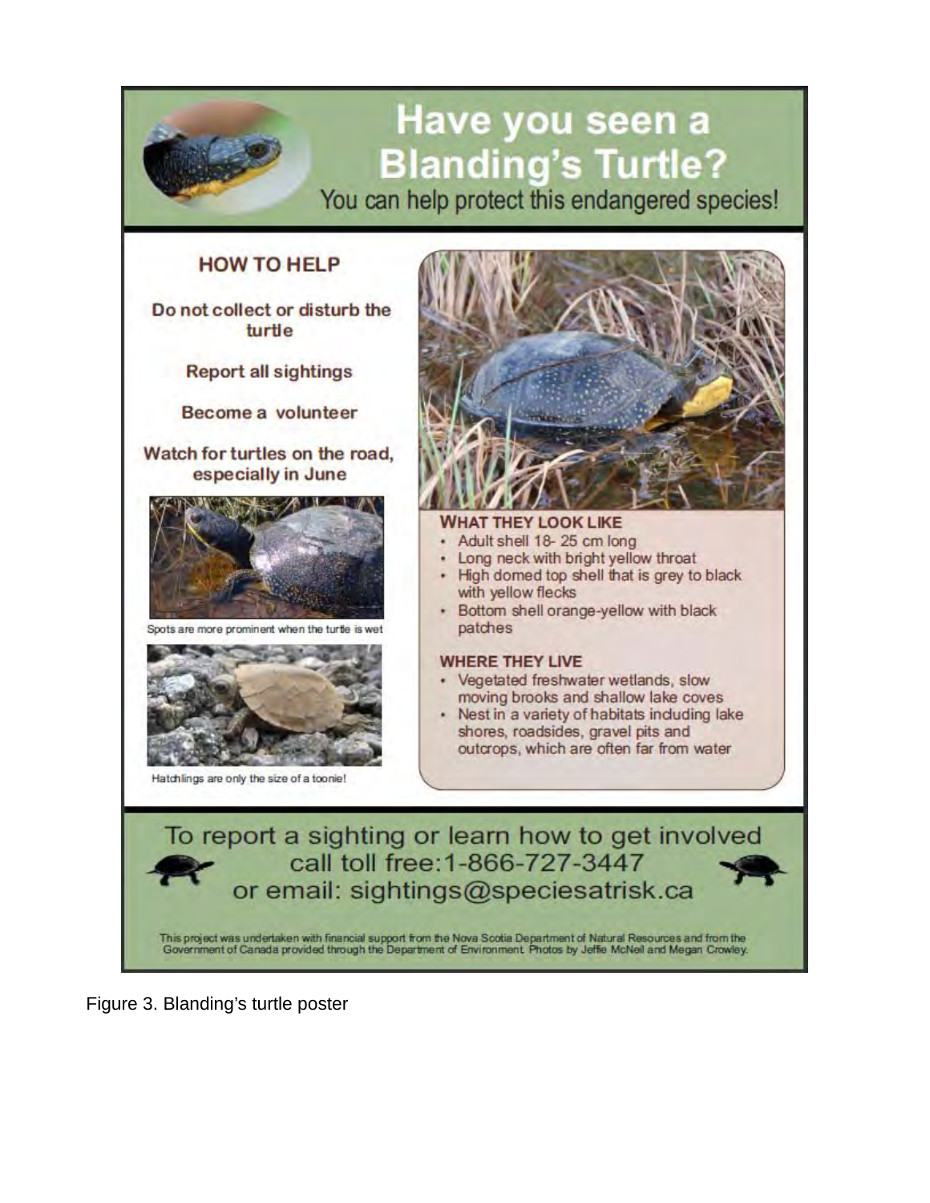# Have you seen a Blanding's Turtle?

You can help protect this endangered species!

## HOW TO HELP

**Do not collect or disturb the turtle**

**Report all sightings**

**Become a volunteer**

**Watch for turtles on the road, especially in June**

Spots are more prominent when the turtle is wet

Hatchlings are only the size of a toonie!

### WHAT THEY LOOK LIKE

- Adult shell 18- 25 cm long
- Long neck with bright yellow throat
- High domed top shell that is grey to black with yellow flecks
- Bottom shell orange-yellow with black patches

### WHERE THEY LIVE

- Vegetated freshwater wetlands, slow moving brooks and shallow lake coves
- Nest in a variety of habitats including lake shores, roadsides, gravel pits and outcrops, which are often far from water

To report a sighting or learn how to get involved call toll free:1-866-727-3447 or email: sightings@speciesatrisk.ca

This project was undertaken with financial support from the Nova Scotia Department of Natural Resources and from the Government of Canada provided through the Department of Environment. Photos by Jeffie McNeil and Megan Crowley.

Figure 3. Blanding's turtle poster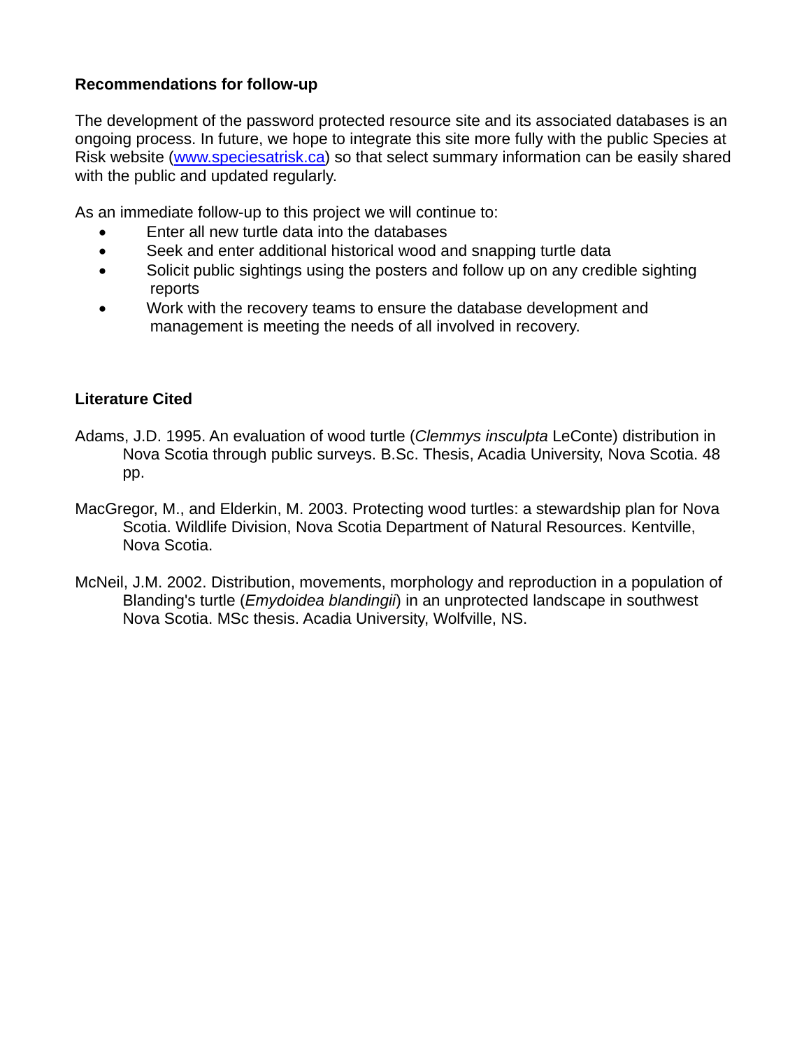## Recommendations for follow-up

The development of the password protected resource site and its associated databases is an ongoing process. In future, we hope to integrate this site more fully with the public Species at Risk website ([www.speciesatrisk.ca](http://www.speciesatrisk.ca)) so that select summary information can be easily shared with the public and updated regularly.

As an immediate follow-up to this project we will continue to:

- Enter all new turtle data into the databases
- Seek and enter additional historical wood and snapping turtle data
- Solicit public sightings using the posters and follow up on any credible sighting reports
- Work with the recovery teams to ensure the database development and management is meeting the needs of all involved in recovery.

## Literature Cited

Adams, J.D. 1995. An evaluation of wood turtle (*Clemmys insculpta* LeConte) distribution in Nova Scotia through public surveys. B.Sc. Thesis, Acadia University, Nova Scotia. 48 pp.

MacGregor, M., and Elderkin, M. 2003. Protecting wood turtles: a stewardship plan for Nova Scotia. Wildlife Division, Nova Scotia Department of Natural Resources. Kentville, Nova Scotia.

McNeil, J.M. 2002. Distribution, movements, morphology and reproduction in a population of Blanding's turtle (*Emydoidea blandingii*) in an unprotected landscape in southwest Nova Scotia. MSc thesis. Acadia University, Wolfville, NS.